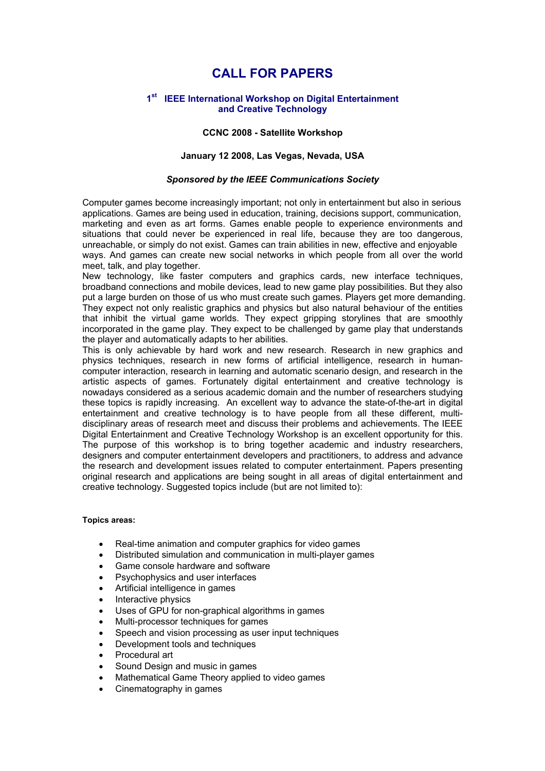# CALL FOR PAPERS

### 1st IEEE International Workshop on Digital Entertainment and Creative Technology

**CCNC 2008 - Satellite Workshop**

**January 12 2008, Las Vegas, Nevada, USA**

***Sponsored by the IEEE Communications Society***

Computer games become increasingly important; not only in entertainment but also in serious applications. Games are being used in education, training, decisions support, communication, marketing and even as art forms. Games enable people to experience environments and situations that could never be experienced in real life, because they are too dangerous, unreachable, or simply do not exist. Games can train abilities in new, effective and enjoyable ways. And games can create new social networks in which people from all over the world meet, talk, and play together.

New technology, like faster computers and graphics cards, new interface techniques, broadband connections and mobile devices, lead to new game play possibilities. But they also put a large burden on those of us who must create such games. Players get more demanding. They expect not only realistic graphics and physics but also natural behaviour of the entities that inhibit the virtual game worlds. They expect gripping storylines that are smoothly incorporated in the game play. They expect to be challenged by game play that understands the player and automatically adapts to her abilities.

This is only achievable by hard work and new research. Research in new graphics and physics techniques, research in new forms of artificial intelligence, research in human-computer interaction, research in learning and automatic scenario design, and research in the artistic aspects of games. Fortunately digital entertainment and creative technology is nowadays considered as a serious academic domain and the number of researchers studying these topics is rapidly increasing. An excellent way to advance the state-of-the-art in digital entertainment and creative technology is to have people from all these different, multi-disciplinary areas of research meet and discuss their problems and achievements. The IEEE Digital Entertainment and Creative Technology Workshop is an excellent opportunity for this. The purpose of this workshop is to bring together academic and industry researchers, designers and computer entertainment developers and practitioners, to address and advance the research and development issues related to computer entertainment. Papers presenting original research and applications are being sought in all areas of digital entertainment and creative technology. Suggested topics include (but are not limited to):

**Topics areas:**

- Real-time animation and computer graphics for video games
- Distributed simulation and communication in multi-player games
- Game console hardware and software
- Psychophysics and user interfaces
- Artificial intelligence in games
- Interactive physics
- Uses of GPU for non-graphical algorithms in games
- Multi-processor techniques for games
- Speech and vision processing as user input techniques
- Development tools and techniques
- Procedural art
- Sound Design and music in games
- Mathematical Game Theory applied to video games
- Cinematography in games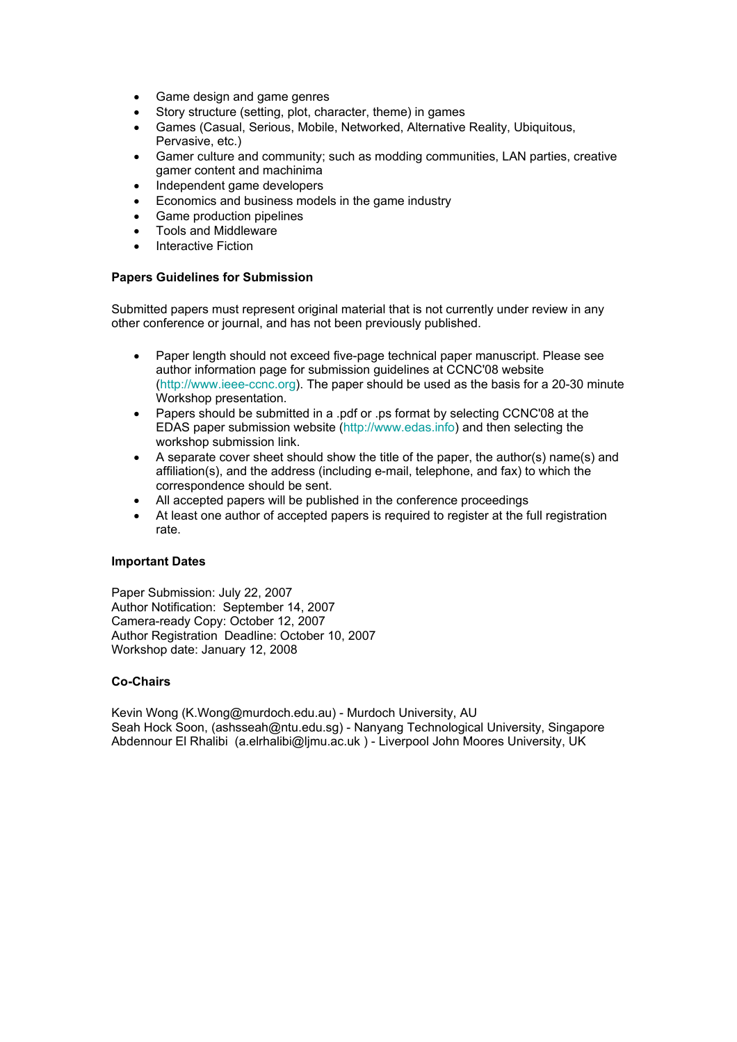- Game design and game genres
- Story structure (setting, plot, character, theme) in games
- Games (Casual, Serious, Mobile, Networked, Alternative Reality, Ubiquitous, Pervasive, etc.)
- Gamer culture and community; such as modding communities, LAN parties, creative gamer content and machinima
- Independent game developers
- Economics and business models in the game industry
- Game production pipelines
- Tools and Middleware
- Interactive Fiction

**Papers Guidelines for Submission**

Submitted papers must represent original material that is not currently under review in any other conference or journal, and has not been previously published.

- Paper length should not exceed five-page technical paper manuscript. Please see author information page for submission guidelines at CCNC'08 website (http://www.ieee-ccnc.org). The paper should be used as the basis for a 20-30 minute Workshop presentation.
- Papers should be submitted in a .pdf or .ps format by selecting CCNC'08 at the EDAS paper submission website (http://www.edas.info) and then selecting the workshop submission link.
- A separate cover sheet should show the title of the paper, the author(s) name(s) and affiliation(s), and the address (including e-mail, telephone, and fax) to which the correspondence should be sent.
- All accepted papers will be published in the conference proceedings
- At least one author of accepted papers is required to register at the full registration rate.

**Important Dates**

Paper Submission: July 22, 2007
Author Notification: September 14, 2007
Camera-ready Copy: October 12, 2007
Author Registration Deadline: October 10, 2007
Workshop date: January 12, 2008

**Co-Chairs**

Kevin Wong (K.Wong@murdoch.edu.au) - Murdoch University, AU
Seah Hock Soon, (ashsseah@ntu.edu.sg) - Nanyang Technological University, Singapore
Abdennour El Rhalibi (a.elrhalibi@ljmu.ac.uk ) - Liverpool John Moores University, UK